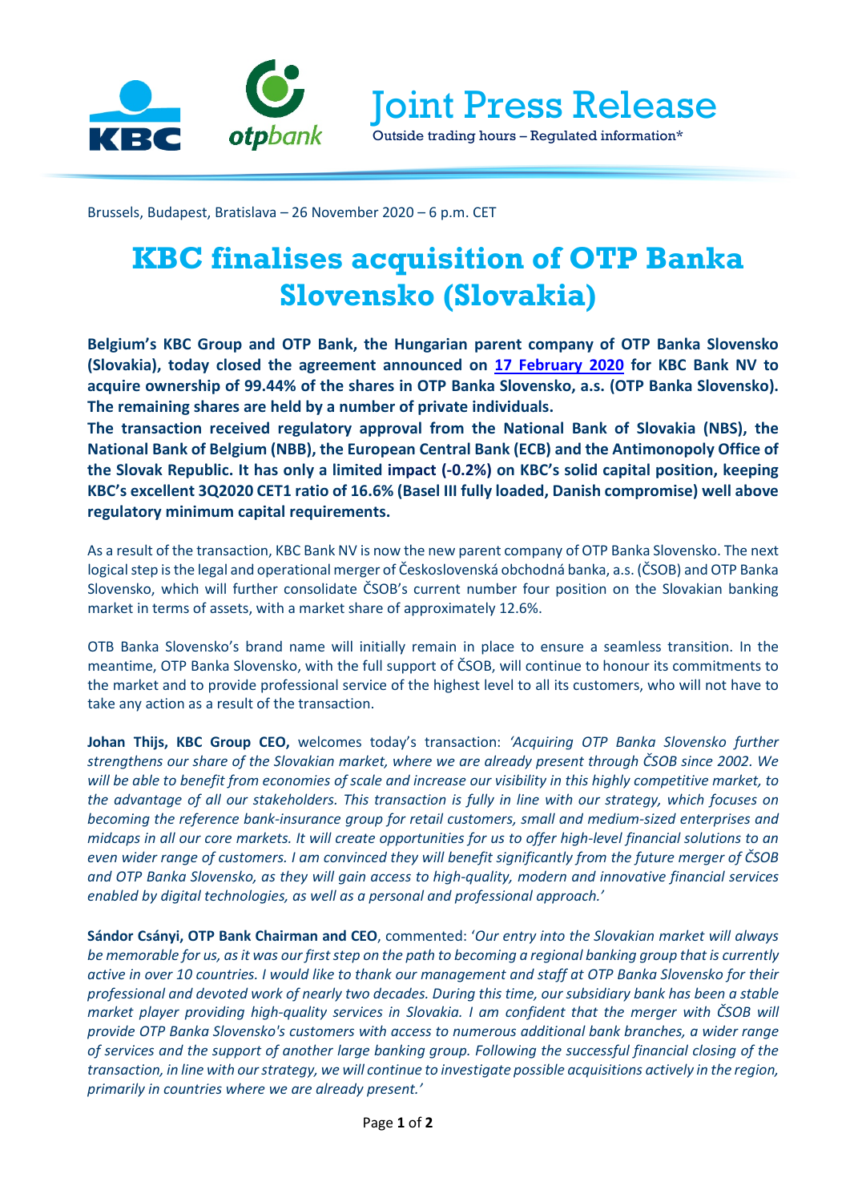Joint Press Release

Outside trading hours – Regulated information*

Brussels, Budapest, Bratislava – 26 November 2020 – 6 p.m. CET

# KBC finalises acquisition of OTP Banka Slovensko (Slovakia)

**Belgium's KBC Group and OTP Bank, the Hungarian parent company of OTP Banka Slovensko (Slovakia), today closed the agreement announced on 17 February 2020 for KBC Bank NV to acquire ownership of 99.44% of the shares in OTP Banka Slovensko, a.s. (OTP Banka Slovensko). The remaining shares are held by a number of private individuals.**

**The transaction received regulatory approval from the National Bank of Slovakia (NBS), the National Bank of Belgium (NBB), the European Central Bank (ECB) and the Antimonopoly Office of the Slovak Republic. It has only a limited impact (-0.2%) on KBC's solid capital position, keeping KBC's excellent 3Q2020 CET1 ratio of 16.6% (Basel III fully loaded, Danish compromise) well above regulatory minimum capital requirements.**

As a result of the transaction, KBC Bank NV is now the new parent company of OTP Banka Slovensko. The next logical step is the legal and operational merger of Československá obchodná banka, a.s. (ČSOB) and OTP Banka Slovensko, which will further consolidate ČSOB's current number four position on the Slovakian banking market in terms of assets, with a market share of approximately 12.6%.

OTB Banka Slovensko's brand name will initially remain in place to ensure a seamless transition. In the meantime, OTP Banka Slovensko, with the full support of ČSOB, will continue to honour its commitments to the market and to provide professional service of the highest level to all its customers, who will not have to take any action as a result of the transaction.

**Johan Thijs, KBC Group CEO,** welcomes today's transaction: *'Acquiring OTP Banka Slovensko further strengthens our share of the Slovakian market, where we are already present through ČSOB since 2002. We will be able to benefit from economies of scale and increase our visibility in this highly competitive market, to the advantage of all our stakeholders. This transaction is fully in line with our strategy, which focuses on becoming the reference bank-insurance group for retail customers, small and medium-sized enterprises and midcaps in all our core markets. It will create opportunities for us to offer high-level financial solutions to an even wider range of customers. I am convinced they will benefit significantly from the future merger of ČSOB and OTP Banka Slovensko, as they will gain access to high-quality, modern and innovative financial services enabled by digital technologies, as well as a personal and professional approach.'*

**Sándor Csányi, OTP Bank Chairman and CEO**, commented: *'Our entry into the Slovakian market will always be memorable for us, as it was our first step on the path to becoming a regional banking group that is currently active in over 10 countries. I would like to thank our management and staff at OTP Banka Slovensko for their professional and devoted work of nearly two decades. During this time, our subsidiary bank has been a stable market player providing high-quality services in Slovakia. I am confident that the merger with ČSOB will provide OTP Banka Slovensko's customers with access to numerous additional bank branches, a wider range of services and the support of another large banking group. Following the successful financial closing of the transaction, in line with our strategy, we will continue to investigate possible acquisitions actively in the region, primarily in countries where we are already present.'*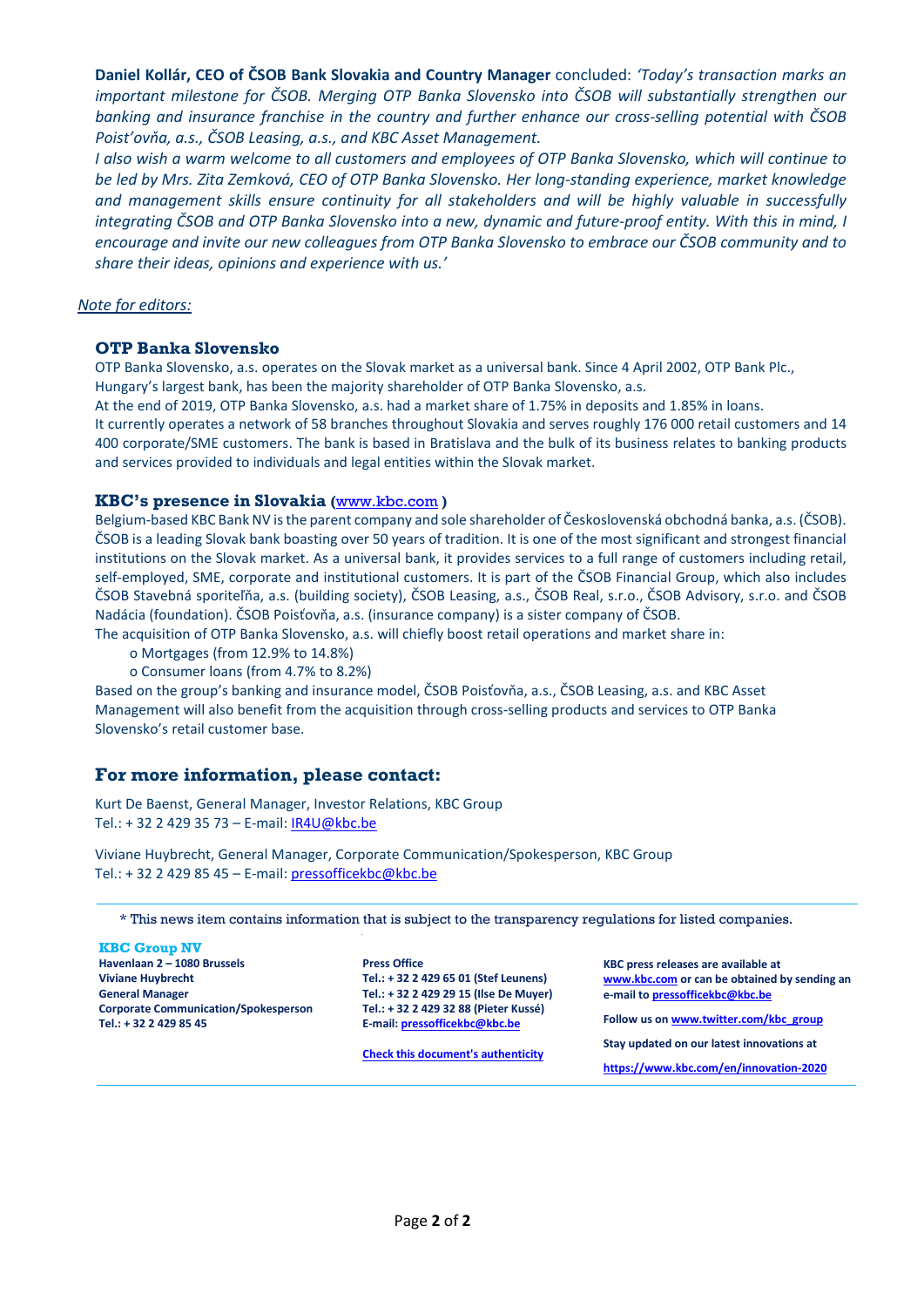**Daniel Kollár, CEO of ČSOB Bank Slovakia and Country Manager** concluded: *'Today's transaction marks an important milestone for ČSOB. Merging OTP Banka Slovensko into ČSOB will substantially strengthen our banking and insurance franchise in the country and further enhance our cross-selling potential with ČSOB Poist'ovňa, a.s., ČSOB Leasing, a.s., and KBC Asset Management.*

*I also wish a warm welcome to all customers and employees of OTP Banka Slovensko, which will continue to be led by Mrs. Zita Zemková, CEO of OTP Banka Slovensko. Her long-standing experience, market knowledge and management skills ensure continuity for all stakeholders and will be highly valuable in successfully integrating ČSOB and OTP Banka Slovensko into a new, dynamic and future-proof entity. With this in mind, I encourage and invite our new colleagues from OTP Banka Slovensko to embrace our ČSOB community and to share their ideas, opinions and experience with us.'*

*Note for editors:*

### OTP Banka Slovensko

OTP Banka Slovensko, a.s. operates on the Slovak market as a universal bank. Since 4 April 2002, OTP Bank Plc., Hungary's largest bank, has been the majority shareholder of OTP Banka Slovensko, a.s.
At the end of 2019, OTP Banka Slovensko, a.s. had a market share of 1.75% in deposits and 1.85% in loans.
It currently operates a network of 58 branches throughout Slovakia and serves roughly 176 000 retail customers and 14 400 corporate/SME customers. The bank is based in Bratislava and the bulk of its business relates to banking products and services provided to individuals and legal entities within the Slovak market.

### KBC's presence in Slovakia (www.kbc.com )

Belgium-based KBC Bank NV is the parent company and sole shareholder of Československá obchodná banka, a.s. (ČSOB). ČSOB is a leading Slovak bank boasting over 50 years of tradition. It is one of the most significant and strongest financial institutions on the Slovak market. As a universal bank, it provides services to a full range of customers including retail, self-employed, SME, corporate and institutional customers. It is part of the ČSOB Financial Group, which also includes ČSOB Stavebná sporiteľňa, a.s. (building society), ČSOB Leasing, a.s., ČSOB Real, s.r.o., ČSOB Advisory, s.r.o. and ČSOB Nadácia (foundation). ČSOB Poisťovňa, a.s. (insurance company) is a sister company of ČSOB.
The acquisition of OTP Banka Slovensko, a.s. will chiefly boost retail operations and market share in:

- Mortgages (from 12.9% to 14.8%)
- Consumer loans (from 4.7% to 8.2%)

Based on the group's banking and insurance model, ČSOB Poisťovňa, a.s., ČSOB Leasing, a.s. and KBC Asset Management will also benefit from the acquisition through cross-selling products and services to OTP Banka Slovensko's retail customer base.

## For more information, please contact:

Kurt De Baenst, General Manager, Investor Relations, KBC Group
Tel.: + 32 2 429 35 73 – E-mail: IR4U@kbc.be

Viviane Huybrecht, General Manager, Corporate Communication/Spokesperson, KBC Group
Tel.: + 32 2 429 85 45 – E-mail: pressofficekbc@kbc.be

\* This news item contains information that is subject to the transparency regulations for listed companies.

**KBC Group NV**
**Havenlaan 2 – 1080 Brussels**
**Viviane Huybrecht**
**General Manager**
**Corporate Communication/Spokesperson**
**Tel.: + 32 2 429 85 45**

**Press Office**
**Tel.: + 32 2 429 65 01 (Stef Leunens)**
**Tel.: + 32 2 429 29 15 (Ilse De Muyer)**
**Tel.: + 32 2 429 32 88 (Pieter Kussé)**
**E-mail: pressofficekbc@kbc.be**

**Check this document's authenticity**

**KBC press releases are available at www.kbc.com or can be obtained by sending an e-mail to pressofficekbc@kbc.be**

**Follow us on www.twitter.com/kbc_group**

**Stay updated on our latest innovations at**

**https://www.kbc.com/en/innovation-2020**